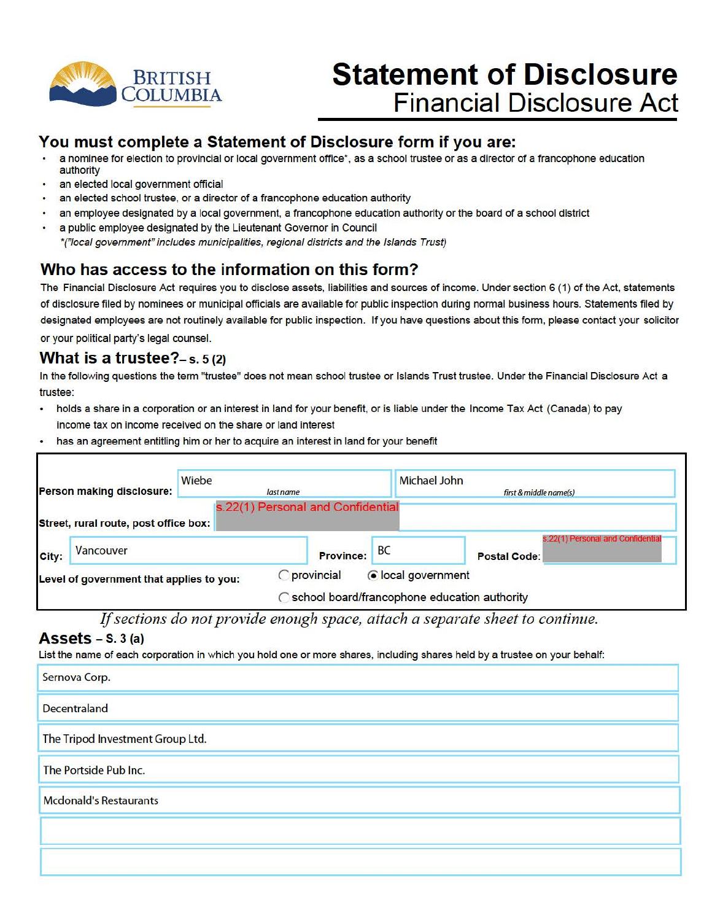BRITISH COLUMBIA

# Statement of Disclosure
## Financial Disclosure Act

## You must complete a Statement of Disclosure form if you are:

- a nominee for election to provincial or local government office*, as a school trustee or as a director of a francophone education authority
- an elected local government official
- an elected school trustee, or a director of a francophone education authority
- an employee designated by a local government, a francophone education authority or the board of a school district
- a public employee designated by the Lieutenant Governor in Council

*("local government" includes municipalities, regional districts and the Islands Trust)*

## Who has access to the information on this form?

The Financial Disclosure Act requires you to disclose assets, liabilities and sources of income. Under section 6 (1) of the Act, statements of disclosure filed by nominees or municipal officials are available for public inspection during normal business hours. Statements filed by designated employees are not routinely available for public inspection. If you have questions about this form, please contact your solicitor or your political party's legal counsel.

## What is a trustee? – s. 5 (2)

In the following questions the term "trustee" does not mean school trustee or Islands Trust trustee. Under the Financial Disclosure Act a trustee:

- holds a share in a corporation or an interest in land for your benefit, or is liable under the Income Tax Act (Canada) to pay income tax on income received on the share or land interest
- has an agreement entitling him or her to acquire an interest in land for your benefit

**Person making disclosure:** Wiebe *(last name)* Michael John *(first & middle name(s))*

**Street, rural route, post office box:** s.22(1) Personal and Confidential

**City:** Vancouver **Province:** BC **Postal Code:** s.22(1) Personal and Confidential

**Level of government that applies to you:** ○ provincial ◉ local government ○ school board/francophone education authority

*If sections do not provide enough space, attach a separate sheet to continue.*

## Assets – s. 3 (a)

List the name of each corporation in which you hold one or more shares, including shares held by a trustee on your behalf:

- Sernova Corp.
- Decentraland
- The Tripod Investment Group Ltd.
- The Portside Pub Inc.
- Mcdonald's Restaurants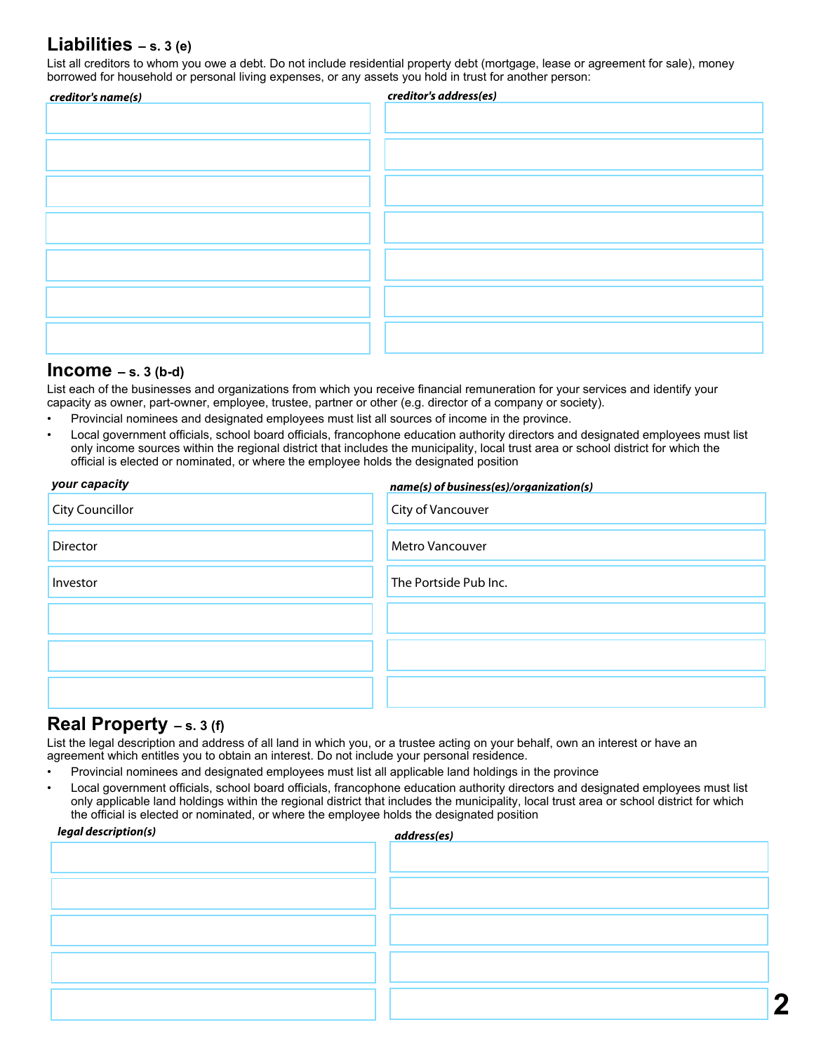## Liabilities – s. 3 (e)

List all creditors to whom you owe a debt. Do not include residential property debt (mortgage, lease or agreement for sale), money borrowed for household or personal living expenses, or any assets you hold in trust for another person:

| *creditor's name(s)* | *creditor's address(es)* |
|---|---|
| | |
| | |
| | |
| | |
| | |
| | |
| | |

## Income – s. 3 (b-d)

List each of the businesses and organizations from which you receive financial remuneration for your services and identify your capacity as owner, part-owner, employee, trustee, partner or other (e.g. director of a company or society).

- Provincial nominees and designated employees must list all sources of income in the province.
- Local government officials, school board officials, francophone education authority directors and designated employees must list only income sources within the regional district that includes the municipality, local trust area or school district for which the official is elected or nominated, or where the employee holds the designated position

| *your capacity* | *name(s) of business(es)/organization(s)* |
|---|---|
| City Councillor | City of Vancouver |
| Director | Metro Vancouver |
| Investor | The Portside Pub Inc. |
| | |
| | |
| | |

## Real Property – s. 3 (f)

List the legal description and address of all land in which you, or a trustee acting on your behalf, own an interest or have an agreement which entitles you to obtain an interest. Do not include your personal residence.

- Provincial nominees and designated employees must list all applicable land holdings in the province
- Local government officials, school board officials, francophone education authority directors and designated employees must list only applicable land holdings within the regional district that includes the municipality, local trust area or school district for which the official is elected or nominated, or where the employee holds the designated position

| *legal description(s)* | *address(es)* |
|---|---|
| | |
| | |
| | |
| | |
| | |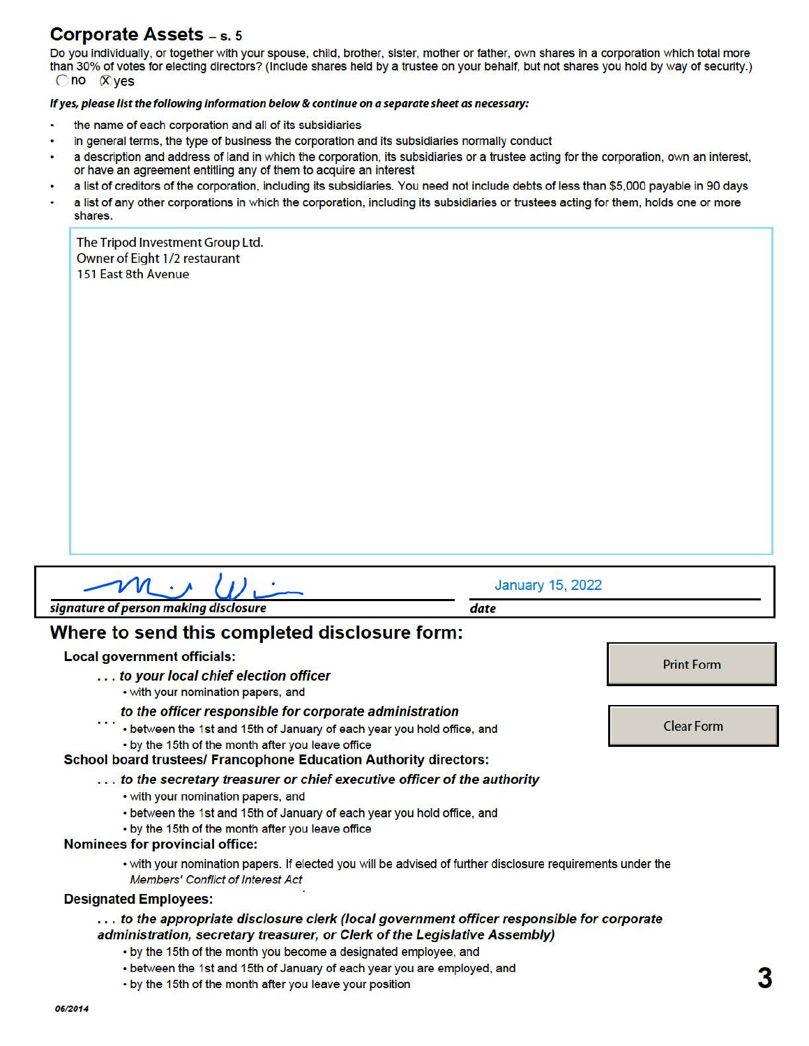## Corporate Assets – s. 5

Do you individually, or together with your spouse, child, brother, sister, mother or father, own shares in a corporation which total more than 30% of votes for electing directors? (Include shares held by a trustee on your behalf, but not shares you hold by way of security.)

○ no ☒ yes

***If yes, please list the following information below & continue on a separate sheet as necessary:***

- the name of each corporation and all of its subsidiaries
- in general terms, the type of business the corporation and its subsidiaries normally conduct
- a description and address of land in which the corporation, its subsidiaries or a trustee acting for the corporation, own an interest, or have an agreement entitling any of them to acquire an interest
- a list of creditors of the corporation, including its subsidiaries. You need not include debts of less than $5,000 payable in 90 days
- a list of any other corporations in which the corporation, including its subsidiaries or trustees acting for them, holds one or more shares.

The Tripod Investment Group Ltd.
Owner of Eight 1/2 restaurant
151 East 8th Avenue

| *signature of person making disclosure* | *date* |
|---|---|
| [signature] | January 15, 2022 |

## Where to send this completed disclosure form:

**Local government officials:**

***. . . to your local chief election officer***
- with your nomination papers, and

***. . . to the officer responsible for corporate administration***
- between the 1st and 15th of January of each year you hold office, and
- by the 15th of the month after you leave office

**School board trustees/ Francophone Education Authority directors:**

***. . . to the secretary treasurer or chief executive officer of the authority***
- with your nomination papers, and
- between the 1st and 15th of January of each year you hold office, and
- by the 15th of the month after you leave office

**Nominees for provincial office:**

- with your nomination papers. If elected you will be advised of further disclosure requirements under the *Members' Conflict of Interest Act*

**Designated Employees:**

***. . . to the appropriate disclosure clerk (local government officer responsible for corporate administration, secretary treasurer, or Clerk of the Legislative Assembly)***
- by the 15th of the month you become a designated employee, and
- between the 1st and 15th of January of each year you are employed, and
- by the 15th of the month after you leave your position

Print Form

Clear Form

*06/2014*